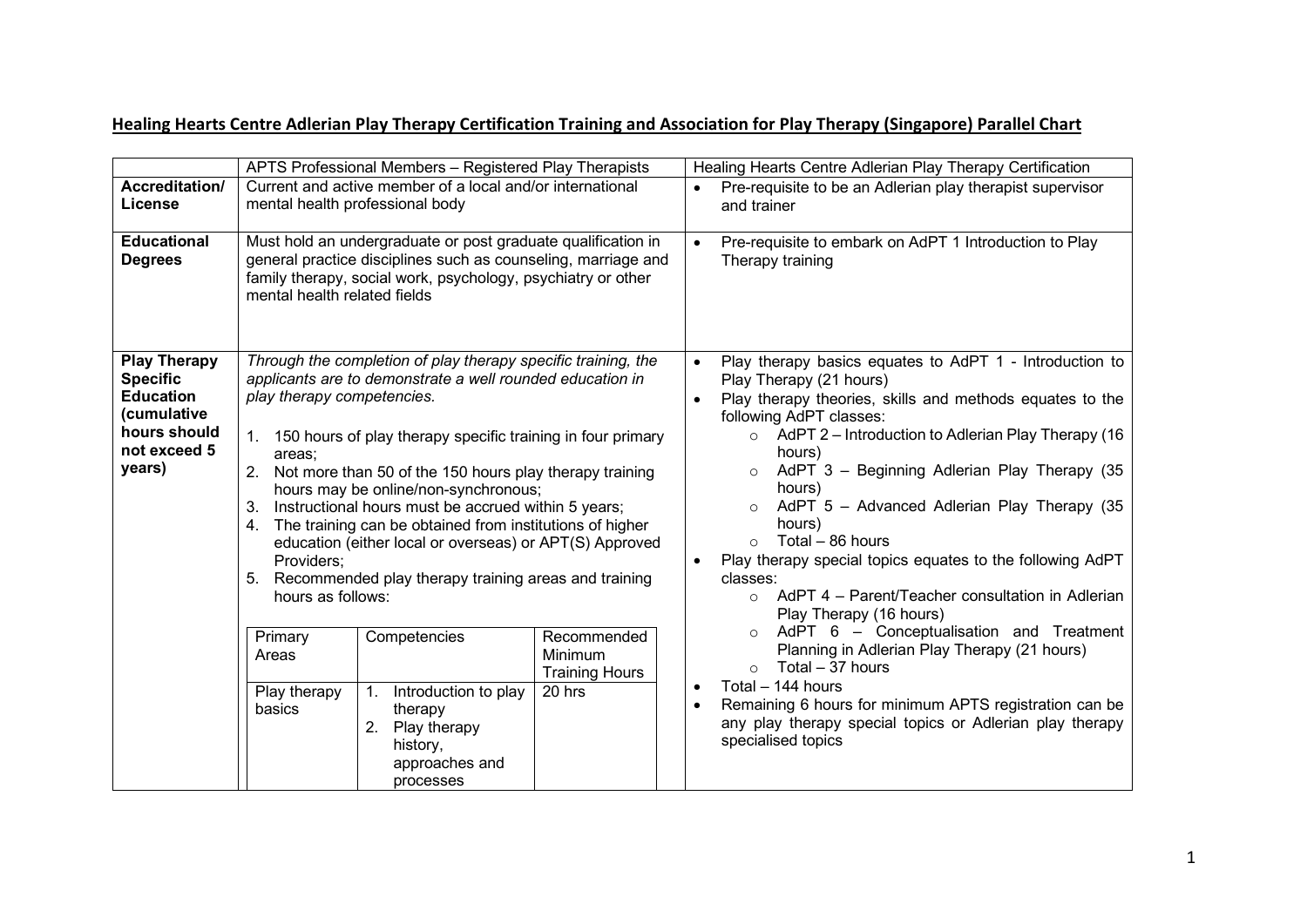**Healing Hearts Centre Adlerian Play Therapy Certification Training and Association for Play Therapy (Singapore) Parallel Chart**

| | APTS Professional Members – Registered Play Therapists | Healing Hearts Centre Adlerian Play Therapy Certification |
|---|---|---|
| **Accreditation/ License** | Current and active member of a local and/or international mental health professional body | • Pre-requisite to be an Adlerian play therapist supervisor and trainer |
| **Educational Degrees** | Must hold an undergraduate or post graduate qualification in general practice disciplines such as counseling, marriage and family therapy, social work, psychology, psychiatry or other mental health related fields | • Pre-requisite to embark on AdPT 1 Introduction to Play Therapy training |
| **Play Therapy Specific Education (cumulative hours should not exceed 5 years)** | *Through the completion of play therapy specific training, the applicants are to demonstrate a well rounded education in play therapy competencies.*<br><br>1. 150 hours of play therapy specific training in four primary areas;<br>2. Not more than 50 of the 150 hours play therapy training hours may be online/non-synchronous;<br>3. Instructional hours must be accrued within 5 years;<br>4. The training can be obtained from institutions of higher education (either local or overseas) or APT(S) Approved Providers;<br>5. Recommended play therapy training areas and training hours as follows:<br><br>**Primary Areas** / **Competencies** / **Recommended Minimum Training Hours**<br>Play therapy basics / 1. Introduction to play therapy 2. Play therapy history, approaches and processes / 20 hrs | • Play therapy basics equates to AdPT 1 - Introduction to Play Therapy (21 hours)<br>• Play therapy theories, skills and methods equates to the following AdPT classes:<br>○ AdPT 2 – Introduction to Adlerian Play Therapy (16 hours)<br>○ AdPT 3 – Beginning Adlerian Play Therapy (35 hours)<br>○ AdPT 5 – Advanced Adlerian Play Therapy (35 hours)<br>○ Total – 86 hours<br>• Play therapy special topics equates to the following AdPT classes:<br>○ AdPT 4 – Parent/Teacher consultation in Adlerian Play Therapy (16 hours)<br>○ AdPT 6 – Conceptualisation and Treatment Planning in Adlerian Play Therapy (21 hours)<br>○ Total – 37 hours<br>• Total – 144 hours<br>• Remaining 6 hours for minimum APTS registration can be any play therapy special topics or Adlerian play therapy specialised topics |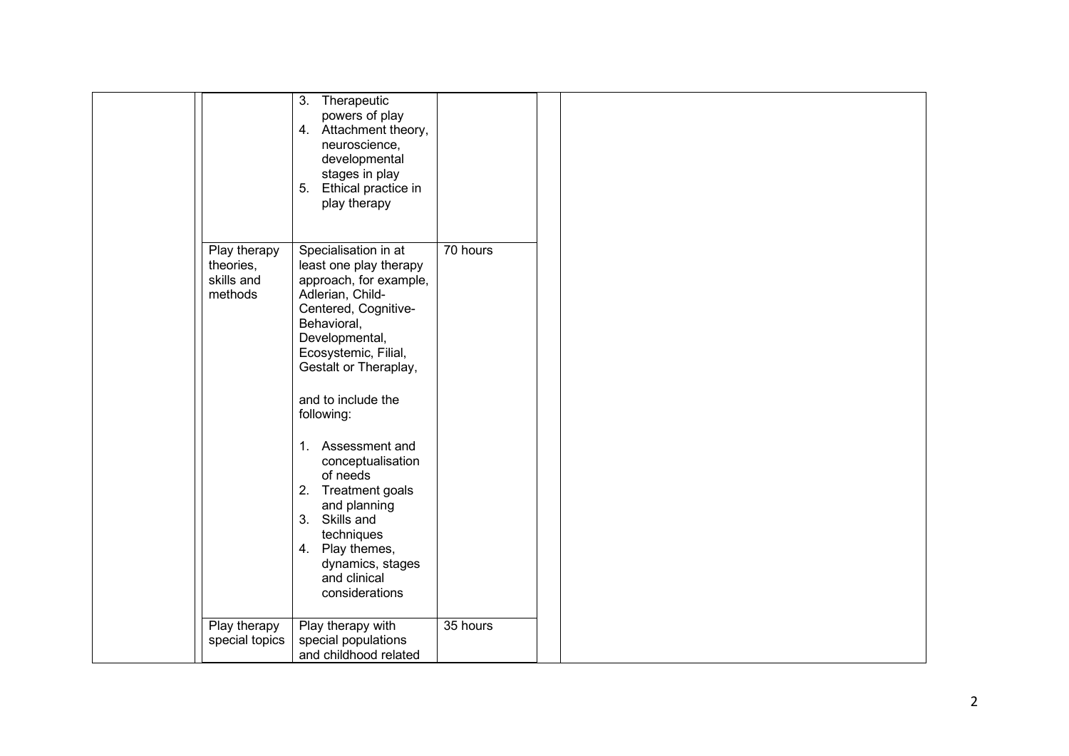| | | | | | |
|---|---|---|---|---|---|
| | | 3. Therapeutic powers of play<br>4. Attachment theory, neuroscience, developmental stages in play<br>5. Ethical practice in play therapy | | | |
| | Play therapy theories, skills and methods | Specialisation in at least one play therapy approach, for example, Adlerian, Child-Centered, Cognitive-Behavioral, Developmental, Ecosystemic, Filial, Gestalt or Theraplay,<br><br>and to include the following:<br><br>1. Assessment and conceptualisation of needs<br>2. Treatment goals and planning<br>3. Skills and techniques<br>4. Play themes, dynamics, stages and clinical considerations | 70 hours | | |
| | Play therapy special topics | Play therapy with special populations and childhood related | 35 hours | | |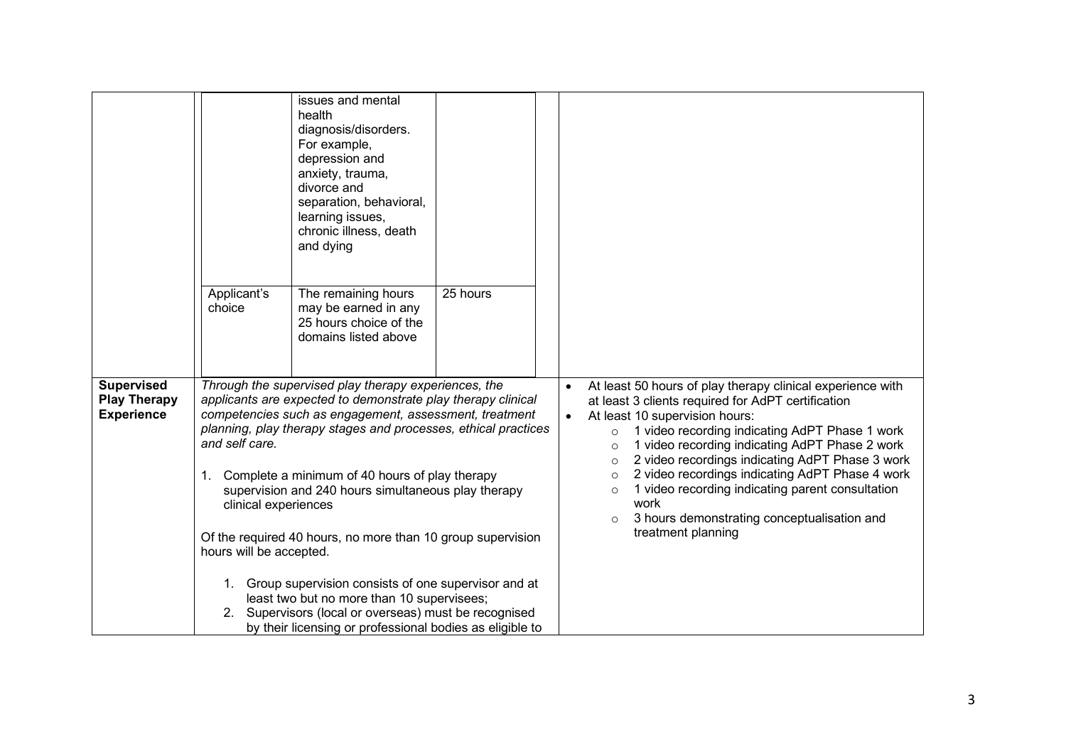| | | | |
|---|---|---|---|
| | | | |

| | | | | |
|---|---|---|---|---|
| | | issues and mental health diagnosis/disorders. For example, depression and anxiety, trauma, divorce and separation, behavioral, learning issues, chronic illness, death and dying | | |
| | Applicant's choice | The remaining hours may be earned in any 25 hours choice of the domains listed above | 25 hours | |
| **Supervised Play Therapy Experience** | *Through the supervised play therapy experiences, the applicants are expected to demonstrate play therapy clinical competencies such as engagement, assessment, treatment planning, play therapy stages and processes, ethical practices and self care.*<br><br>1. Complete a minimum of 40 hours of play therapy supervision and 240 hours simultaneous play therapy clinical experiences<br><br>Of the required 40 hours, no more than 10 group supervision hours will be accepted.<br><br>1. Group supervision consists of one supervisor and at least two but no more than 10 supervisees;<br>2. Supervisors (local or overseas) must be recognised by their licensing or professional bodies as eligible to | | | • At least 50 hours of play therapy clinical experience with at least 3 clients required for AdPT certification<br>• At least 10 supervision hours:<br>  ○ 1 video recording indicating AdPT Phase 1 work<br>  ○ 1 video recording indicating AdPT Phase 2 work<br>  ○ 2 video recordings indicating AdPT Phase 3 work<br>  ○ 2 video recordings indicating AdPT Phase 4 work<br>  ○ 1 video recording indicating parent consultation work<br>  ○ 3 hours demonstrating conceptualisation and treatment planning |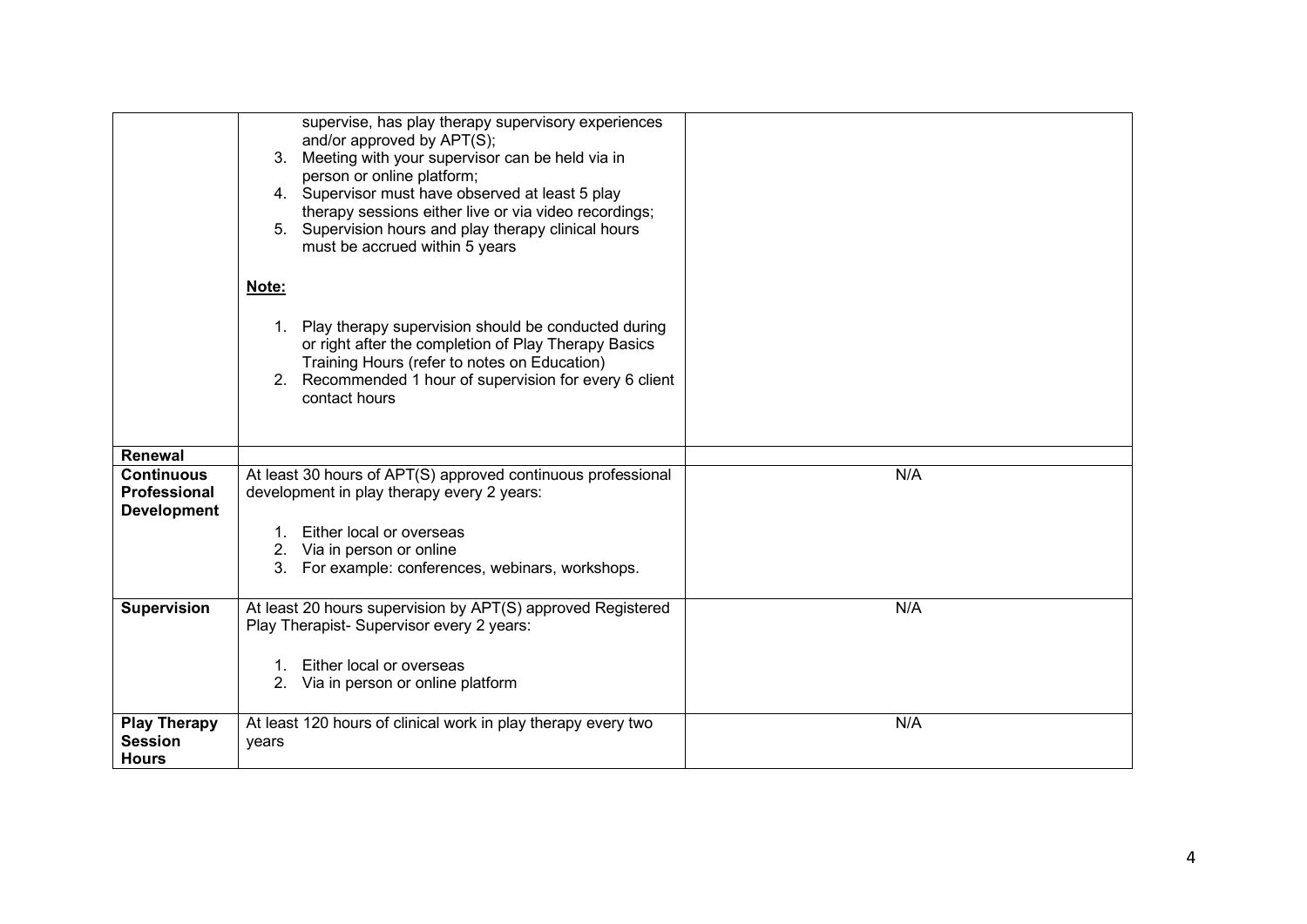| | | |
|---|---|---|
| | supervise, has play therapy supervisory experiences and/or approved by APT(S);<br>3. Meeting with your supervisor can be held via in person or online platform;<br>4. Supervisor must have observed at least 5 play therapy sessions either live or via video recordings;<br>5. Supervision hours and play therapy clinical hours must be accrued within 5 years<br><br>**<u>Note:</u>**<br><br>1. Play therapy supervision should be conducted during or right after the completion of Play Therapy Basics Training Hours (refer to notes on Education)<br>2. Recommended 1 hour of supervision for every 6 client contact hours | |
| **Renewal** | | |
| **Continuous Professional Development** | At least 30 hours of APT(S) approved continuous professional development in play therapy every 2 years:<br><br>1. Either local or overseas<br>2. Via in person or online<br>3. For example: conferences, webinars, workshops. | N/A |
| **Supervision** | At least 20 hours supervision by APT(S) approved Registered Play Therapist- Supervisor every 2 years:<br><br>1. Either local or overseas<br>2. Via in person or online platform | N/A |
| **Play Therapy Session Hours** | At least 120 hours of clinical work in play therapy every two years | N/A |